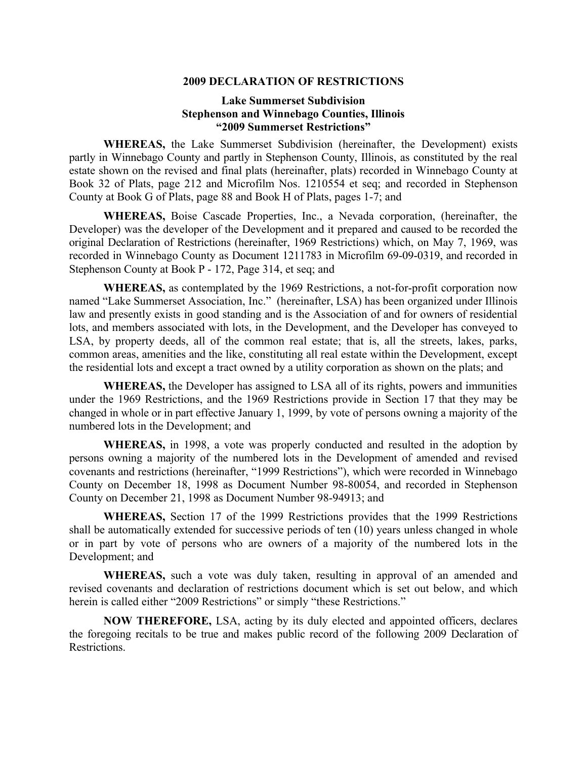# 2009 DECLARATION OF RESTRICTIONS

## Lake Summerset Subdivision
## Stephenson and Winnebago Counties, Illinois
## "2009 Summerset Restrictions"

**WHEREAS,** the Lake Summerset Subdivision (hereinafter, the Development) exists partly in Winnebago County and partly in Stephenson County, Illinois, as constituted by the real estate shown on the revised and final plats (hereinafter, plats) recorded in Winnebago County at Book 32 of Plats, page 212 and Microfilm Nos. 1210554 et seq; and recorded in Stephenson County at Book G of Plats, page 88 and Book H of Plats, pages 1-7; and

**WHEREAS,** Boise Cascade Properties, Inc., a Nevada corporation, (hereinafter, the Developer) was the developer of the Development and it prepared and caused to be recorded the original Declaration of Restrictions (hereinafter, 1969 Restrictions) which, on May 7, 1969, was recorded in Winnebago County as Document 1211783 in Microfilm 69-09-0319, and recorded in Stephenson County at Book P - 172, Page 314, et seq; and

**WHEREAS,** as contemplated by the 1969 Restrictions, a not-for-profit corporation now named "Lake Summerset Association, Inc." (hereinafter, LSA) has been organized under Illinois law and presently exists in good standing and is the Association of and for owners of residential lots, and members associated with lots, in the Development, and the Developer has conveyed to LSA, by property deeds, all of the common real estate; that is, all the streets, lakes, parks, common areas, amenities and the like, constituting all real estate within the Development, except the residential lots and except a tract owned by a utility corporation as shown on the plats; and

**WHEREAS,** the Developer has assigned to LSA all of its rights, powers and immunities under the 1969 Restrictions, and the 1969 Restrictions provide in Section 17 that they may be changed in whole or in part effective January 1, 1999, by vote of persons owning a majority of the numbered lots in the Development; and

**WHEREAS,** in 1998, a vote was properly conducted and resulted in the adoption by persons owning a majority of the numbered lots in the Development of amended and revised covenants and restrictions (hereinafter, "1999 Restrictions"), which were recorded in Winnebago County on December 18, 1998 as Document Number 98-80054, and recorded in Stephenson County on December 21, 1998 as Document Number 98-94913; and

**WHEREAS,** Section 17 of the 1999 Restrictions provides that the 1999 Restrictions shall be automatically extended for successive periods of ten (10) years unless changed in whole or in part by vote of persons who are owners of a majority of the numbered lots in the Development; and

**WHEREAS,** such a vote was duly taken, resulting in approval of an amended and revised covenants and declaration of restrictions document which is set out below, and which herein is called either "2009 Restrictions" or simply "these Restrictions."

**NOW THEREFORE,** LSA, acting by its duly elected and appointed officers, declares the foregoing recitals to be true and makes public record of the following 2009 Declaration of Restrictions.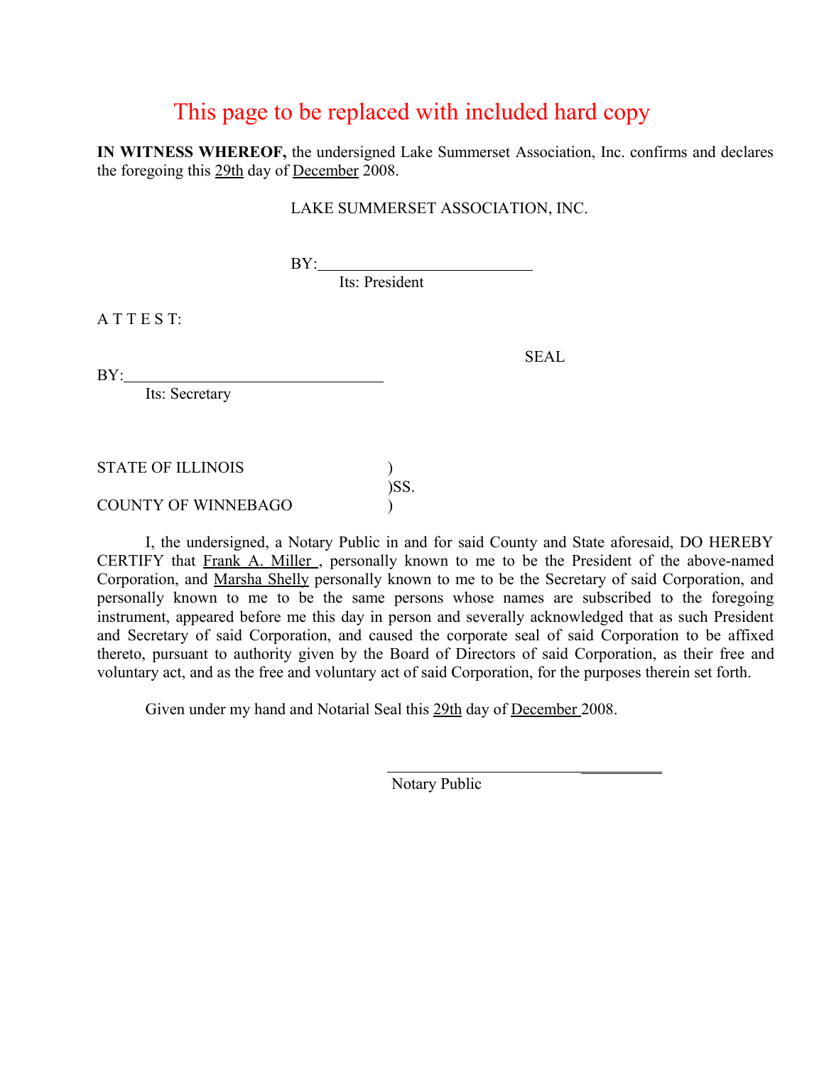This page to be replaced with included hard copy

**IN WITNESS WHEREOF,** the undersigned Lake Summerset Association, Inc. confirms and declares the foregoing this 29th day of December 2008.

LAKE SUMMERSET ASSOCIATION, INC.

BY:\_\_\_\_\_\_\_\_\_\_\_\_\_\_\_\_\_\_\_\_\_\_\_\_\_\_\_
Its: President

A T T E S T:

SEAL

BY:\_\_\_\_\_\_\_\_\_\_\_\_\_\_\_\_\_\_\_\_\_\_\_\_\_\_\_\_\_\_\_\_
Its: Secretary

STATE OF ILLINOIS )
)SS.
COUNTY OF WINNEBAGO )

I, the undersigned, a Notary Public in and for said County and State aforesaid, DO HEREBY CERTIFY that Frank A. Miller , personally known to me to be the President of the above-named Corporation, and Marsha Shelly personally known to me to be the Secretary of said Corporation, and personally known to me to be the same persons whose names are subscribed to the foregoing instrument, appeared before me this day in person and severally acknowledged that as such President and Secretary of said Corporation, and caused the corporate seal of said Corporation to be affixed thereto, pursuant to authority given by the Board of Directors of said Corporation, as their free and voluntary act, and as the free and voluntary act of said Corporation, for the purposes therein set forth.

Given under my hand and Notarial Seal this 29th day of December 2008.

\_\_\_\_\_\_\_\_\_\_\_\_\_\_\_\_\_\_\_\_\_\_\_\_\_\_\_\_\_\_\_\_\_\_\_\_\_\_
Notary Public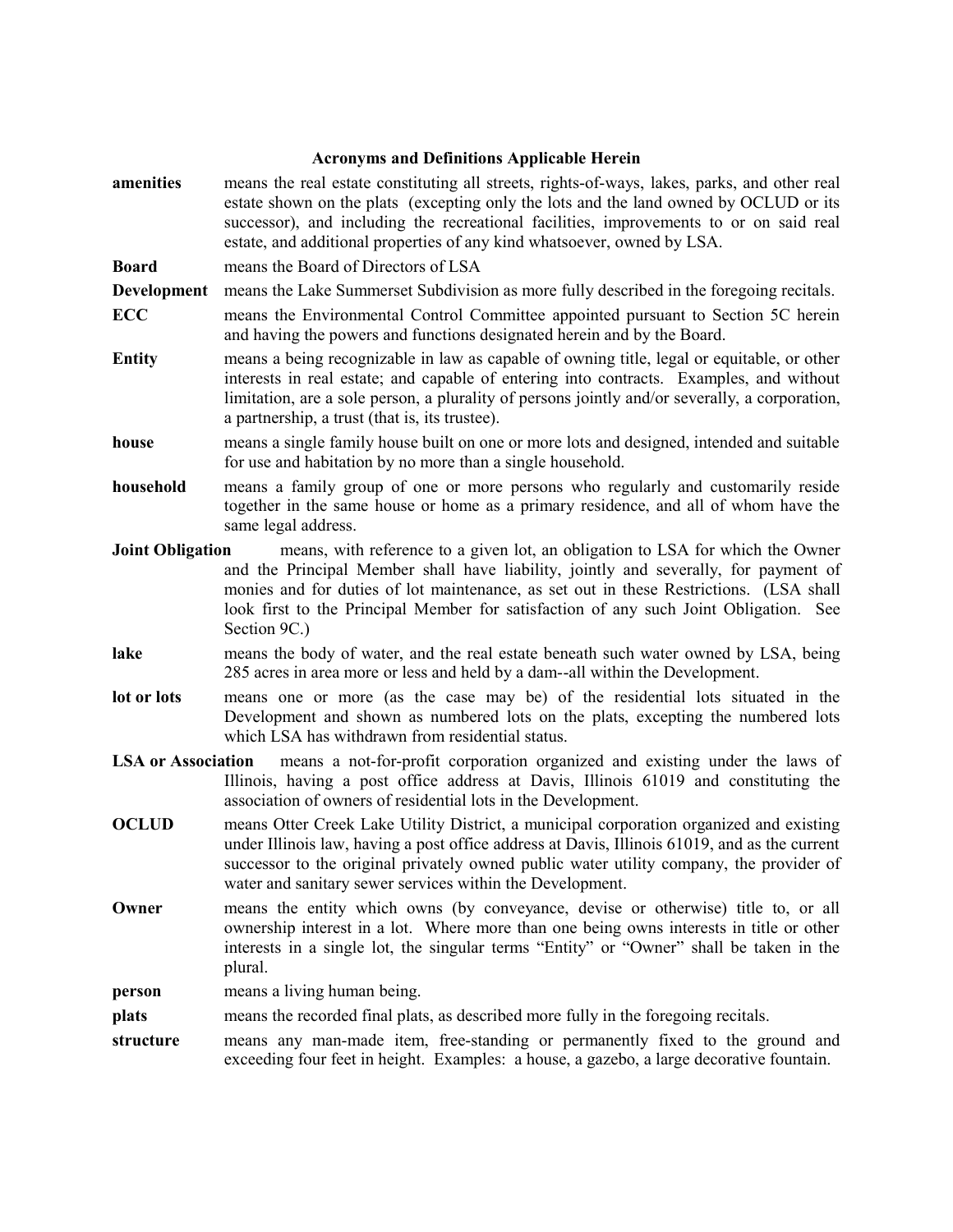## Acronyms and Definitions Applicable Herein

**amenities** means the real estate constituting all streets, rights-of-ways, lakes, parks, and other real estate shown on the plats (excepting only the lots and the land owned by OCLUD or its successor), and including the recreational facilities, improvements to or on said real estate, and additional properties of any kind whatsoever, owned by LSA.

**Board** means the Board of Directors of LSA

**Development** means the Lake Summerset Subdivision as more fully described in the foregoing recitals.

**ECC** means the Environmental Control Committee appointed pursuant to Section 5C herein and having the powers and functions designated herein and by the Board.

**Entity** means a being recognizable in law as capable of owning title, legal or equitable, or other interests in real estate; and capable of entering into contracts. Examples, and without limitation, are a sole person, a plurality of persons jointly and/or severally, a corporation, a partnership, a trust (that is, its trustee).

**house** means a single family house built on one or more lots and designed, intended and suitable for use and habitation by no more than a single household.

**household** means a family group of one or more persons who regularly and customarily reside together in the same house or home as a primary residence, and all of whom have the same legal address.

**Joint Obligation** means, with reference to a given lot, an obligation to LSA for which the Owner and the Principal Member shall have liability, jointly and severally, for payment of monies and for duties of lot maintenance, as set out in these Restrictions. (LSA shall look first to the Principal Member for satisfaction of any such Joint Obligation. See Section 9C.)

**lake** means the body of water, and the real estate beneath such water owned by LSA, being 285 acres in area more or less and held by a dam--all within the Development.

**lot or lots** means one or more (as the case may be) of the residential lots situated in the Development and shown as numbered lots on the plats, excepting the numbered lots which LSA has withdrawn from residential status.

**LSA or Association** means a not-for-profit corporation organized and existing under the laws of Illinois, having a post office address at Davis, Illinois 61019 and constituting the association of owners of residential lots in the Development.

**OCLUD** means Otter Creek Lake Utility District, a municipal corporation organized and existing under Illinois law, having a post office address at Davis, Illinois 61019, and as the current successor to the original privately owned public water utility company, the provider of water and sanitary sewer services within the Development.

**Owner** means the entity which owns (by conveyance, devise or otherwise) title to, or all ownership interest in a lot. Where more than one being owns interests in title or other interests in a single lot, the singular terms "Entity" or "Owner" shall be taken in the plural.

**person** means a living human being.

**plats** means the recorded final plats, as described more fully in the foregoing recitals.

**structure** means any man-made item, free-standing or permanently fixed to the ground and exceeding four feet in height. Examples: a house, a gazebo, a large decorative fountain.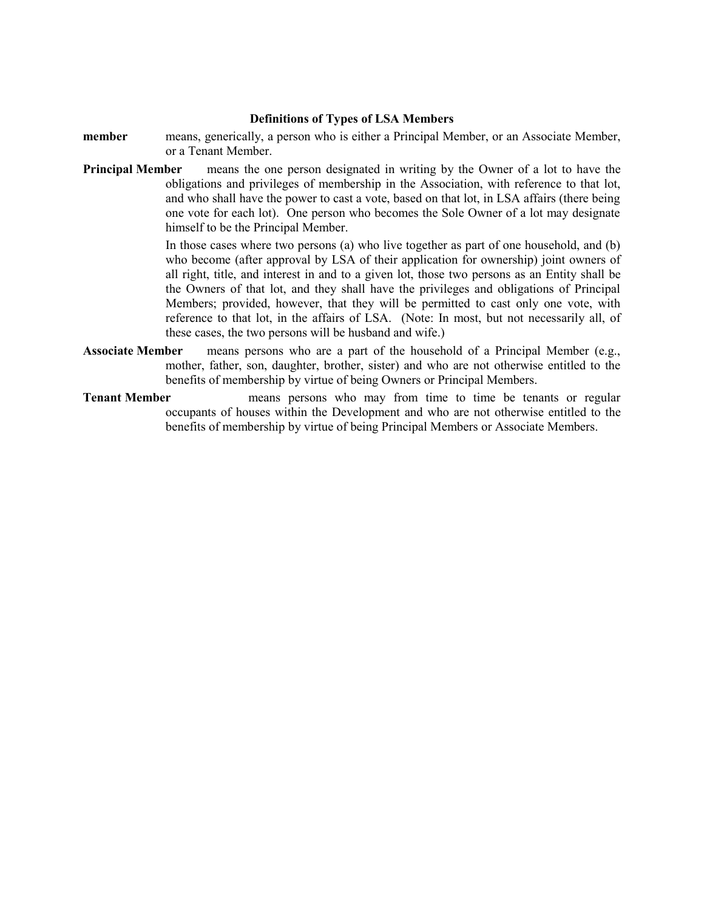### Definitions of Types of LSA Members

**member** means, generically, a person who is either a Principal Member, or an Associate Member, or a Tenant Member.

**Principal Member** means the one person designated in writing by the Owner of a lot to have the obligations and privileges of membership in the Association, with reference to that lot, and who shall have the power to cast a vote, based on that lot, in LSA affairs (there being one vote for each lot). One person who becomes the Sole Owner of a lot may designate himself to be the Principal Member.

In those cases where two persons (a) who live together as part of one household, and (b) who become (after approval by LSA of their application for ownership) joint owners of all right, title, and interest in and to a given lot, those two persons as an Entity shall be the Owners of that lot, and they shall have the privileges and obligations of Principal Members; provided, however, that they will be permitted to cast only one vote, with reference to that lot, in the affairs of LSA. (Note: In most, but not necessarily all, of these cases, the two persons will be husband and wife.)

**Associate Member** means persons who are a part of the household of a Principal Member (e.g., mother, father, son, daughter, brother, sister) and who are not otherwise entitled to the benefits of membership by virtue of being Owners or Principal Members.

**Tenant Member** means persons who may from time to time be tenants or regular occupants of houses within the Development and who are not otherwise entitled to the benefits of membership by virtue of being Principal Members or Associate Members.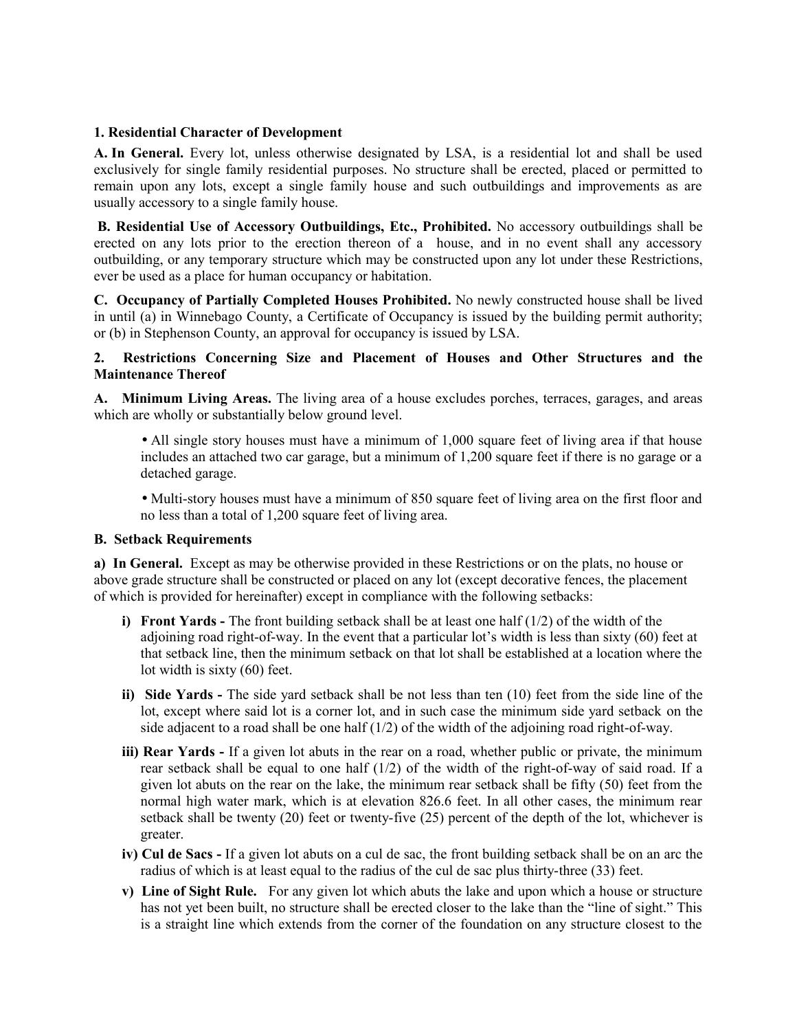**1. Residential Character of Development**

**A. In General.** Every lot, unless otherwise designated by LSA, is a residential lot and shall be used exclusively for single family residential purposes. No structure shall be erected, placed or permitted to remain upon any lots, except a single family house and such outbuildings and improvements as are usually accessory to a single family house.

**B. Residential Use of Accessory Outbuildings, Etc., Prohibited.** No accessory outbuildings shall be erected on any lots prior to the erection thereon of a house, and in no event shall any accessory outbuilding, or any temporary structure which may be constructed upon any lot under these Restrictions, ever be used as a place for human occupancy or habitation.

**C. Occupancy of Partially Completed Houses Prohibited.** No newly constructed house shall be lived in until (a) in Winnebago County, a Certificate of Occupancy is issued by the building permit authority; or (b) in Stephenson County, an approval for occupancy is issued by LSA.

**2. Restrictions Concerning Size and Placement of Houses and Other Structures and the Maintenance Thereof**

**A. Minimum Living Areas.** The living area of a house excludes porches, terraces, garages, and areas which are wholly or substantially below ground level.

- All single story houses must have a minimum of 1,000 square feet of living area if that house includes an attached two car garage, but a minimum of 1,200 square feet if there is no garage or a detached garage.
- Multi-story houses must have a minimum of 850 square feet of living area on the first floor and no less than a total of 1,200 square feet of living area.

**B. Setback Requirements**

**a) In General.** Except as may be otherwise provided in these Restrictions or on the plats, no house or above grade structure shall be constructed or placed on any lot (except decorative fences, the placement of which is provided for hereinafter) except in compliance with the following setbacks:

**i) Front Yards -** The front building setback shall be at least one half (1/2) of the width of the adjoining road right-of-way. In the event that a particular lot's width is less than sixty (60) feet at that setback line, then the minimum setback on that lot shall be established at a location where the lot width is sixty (60) feet.

**ii) Side Yards -** The side yard setback shall be not less than ten (10) feet from the side line of the lot, except where said lot is a corner lot, and in such case the minimum side yard setback on the side adjacent to a road shall be one half (1/2) of the width of the adjoining road right-of-way.

**iii) Rear Yards -** If a given lot abuts in the rear on a road, whether public or private, the minimum rear setback shall be equal to one half (1/2) of the width of the right-of-way of said road. If a given lot abuts on the rear on the lake, the minimum rear setback shall be fifty (50) feet from the normal high water mark, which is at elevation 826.6 feet. In all other cases, the minimum rear setback shall be twenty (20) feet or twenty-five (25) percent of the depth of the lot, whichever is greater.

**iv) Cul de Sacs -** If a given lot abuts on a cul de sac, the front building setback shall be on an arc the radius of which is at least equal to the radius of the cul de sac plus thirty-three (33) feet.

**v) Line of Sight Rule.** For any given lot which abuts the lake and upon which a house or structure has not yet been built, no structure shall be erected closer to the lake than the "line of sight." This is a straight line which extends from the corner of the foundation on any structure closest to the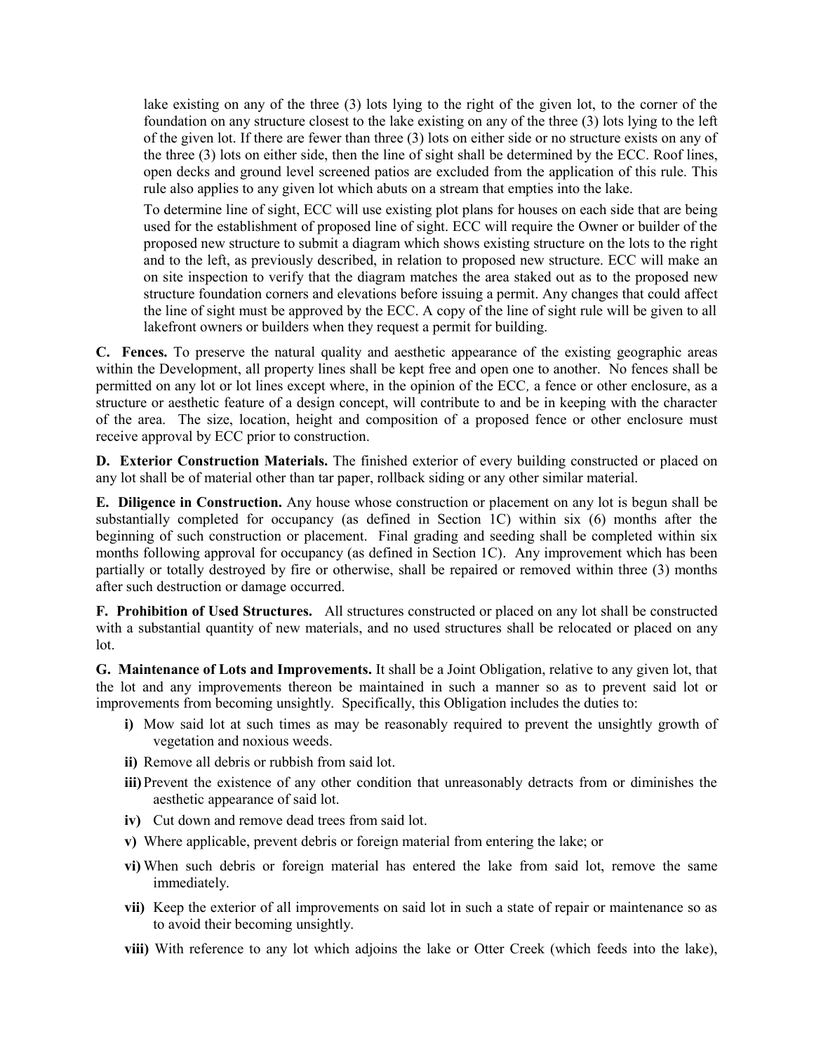lake existing on any of the three (3) lots lying to the right of the given lot, to the corner of the foundation on any structure closest to the lake existing on any of the three (3) lots lying to the left of the given lot. If there are fewer than three (3) lots on either side or no structure exists on any of the three (3) lots on either side, then the line of sight shall be determined by the ECC. Roof lines, open decks and ground level screened patios are excluded from the application of this rule. This rule also applies to any given lot which abuts on a stream that empties into the lake.

To determine line of sight, ECC will use existing plot plans for houses on each side that are being used for the establishment of proposed line of sight. ECC will require the Owner or builder of the proposed new structure to submit a diagram which shows existing structure on the lots to the right and to the left, as previously described, in relation to proposed new structure. ECC will make an on site inspection to verify that the diagram matches the area staked out as to the proposed new structure foundation corners and elevations before issuing a permit. Any changes that could affect the line of sight must be approved by the ECC. A copy of the line of sight rule will be given to all lakefront owners or builders when they request a permit for building.

**C. Fences.** To preserve the natural quality and aesthetic appearance of the existing geographic areas within the Development, all property lines shall be kept free and open one to another. No fences shall be permitted on any lot or lot lines except where, in the opinion of the ECC, a fence or other enclosure, as a structure or aesthetic feature of a design concept, will contribute to and be in keeping with the character of the area. The size, location, height and composition of a proposed fence or other enclosure must receive approval by ECC prior to construction.

**D. Exterior Construction Materials.** The finished exterior of every building constructed or placed on any lot shall be of material other than tar paper, rollback siding or any other similar material.

**E. Diligence in Construction.** Any house whose construction or placement on any lot is begun shall be substantially completed for occupancy (as defined in Section 1C) within six (6) months after the beginning of such construction or placement. Final grading and seeding shall be completed within six months following approval for occupancy (as defined in Section 1C). Any improvement which has been partially or totally destroyed by fire or otherwise, shall be repaired or removed within three (3) months after such destruction or damage occurred.

**F. Prohibition of Used Structures.** All structures constructed or placed on any lot shall be constructed with a substantial quantity of new materials, and no used structures shall be relocated or placed on any lot.

**G. Maintenance of Lots and Improvements.** It shall be a Joint Obligation, relative to any given lot, that the lot and any improvements thereon be maintained in such a manner so as to prevent said lot or improvements from becoming unsightly. Specifically, this Obligation includes the duties to:

- **i)** Mow said lot at such times as may be reasonably required to prevent the unsightly growth of vegetation and noxious weeds.
- **ii)** Remove all debris or rubbish from said lot.
- **iii)** Prevent the existence of any other condition that unreasonably detracts from or diminishes the aesthetic appearance of said lot.
- **iv)** Cut down and remove dead trees from said lot.
- **v)** Where applicable, prevent debris or foreign material from entering the lake; or
- **vi)** When such debris or foreign material has entered the lake from said lot, remove the same immediately.
- **vii)** Keep the exterior of all improvements on said lot in such a state of repair or maintenance so as to avoid their becoming unsightly.
- **viii)** With reference to any lot which adjoins the lake or Otter Creek (which feeds into the lake),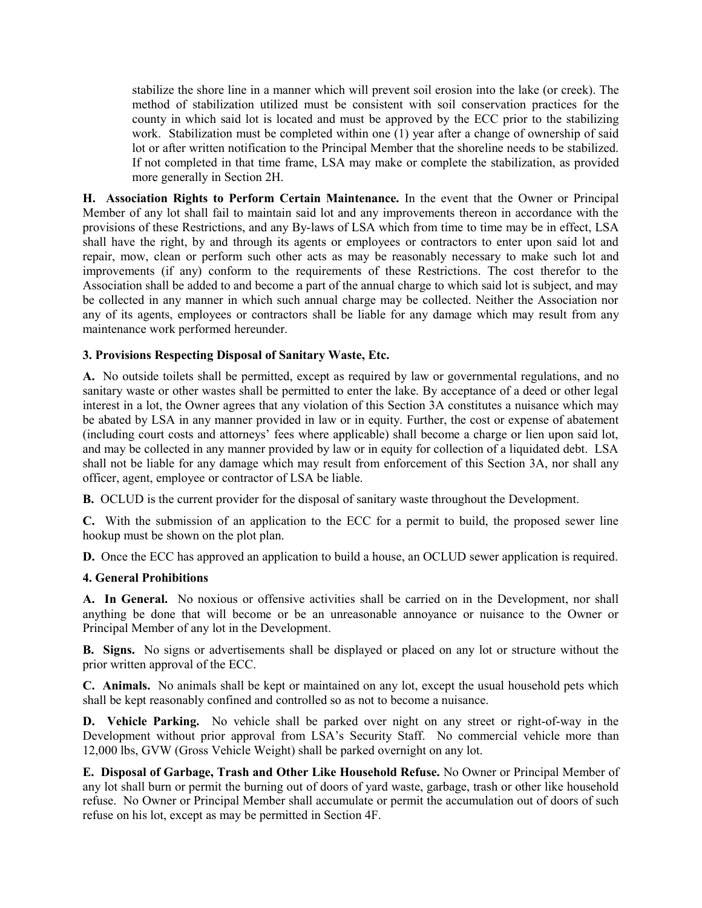stabilize the shore line in a manner which will prevent soil erosion into the lake (or creek). The method of stabilization utilized must be consistent with soil conservation practices for the county in which said lot is located and must be approved by the ECC prior to the stabilizing work. Stabilization must be completed within one (1) year after a change of ownership of said lot or after written notification to the Principal Member that the shoreline needs to be stabilized. If not completed in that time frame, LSA may make or complete the stabilization, as provided more generally in Section 2H.

**H. Association Rights to Perform Certain Maintenance.** In the event that the Owner or Principal Member of any lot shall fail to maintain said lot and any improvements thereon in accordance with the provisions of these Restrictions, and any By-laws of LSA which from time to time may be in effect, LSA shall have the right, by and through its agents or employees or contractors to enter upon said lot and repair, mow, clean or perform such other acts as may be reasonably necessary to make such lot and improvements (if any) conform to the requirements of these Restrictions. The cost therefor to the Association shall be added to and become a part of the annual charge to which said lot is subject, and may be collected in any manner in which such annual charge may be collected. Neither the Association nor any of its agents, employees or contractors shall be liable for any damage which may result from any maintenance work performed hereunder.

### 3. Provisions Respecting Disposal of Sanitary Waste, Etc.

**A.** No outside toilets shall be permitted, except as required by law or governmental regulations, and no sanitary waste or other wastes shall be permitted to enter the lake. By acceptance of a deed or other legal interest in a lot, the Owner agrees that any violation of this Section 3A constitutes a nuisance which may be abated by LSA in any manner provided in law or in equity. Further, the cost or expense of abatement (including court costs and attorneys' fees where applicable) shall become a charge or lien upon said lot, and may be collected in any manner provided by law or in equity for collection of a liquidated debt. LSA shall not be liable for any damage which may result from enforcement of this Section 3A, nor shall any officer, agent, employee or contractor of LSA be liable.

**B.** OCLUD is the current provider for the disposal of sanitary waste throughout the Development.

**C.** With the submission of an application to the ECC for a permit to build, the proposed sewer line hookup must be shown on the plot plan.

**D.** Once the ECC has approved an application to build a house, an OCLUD sewer application is required.

### 4. General Prohibitions

**A. In General.** No noxious or offensive activities shall be carried on in the Development, nor shall anything be done that will become or be an unreasonable annoyance or nuisance to the Owner or Principal Member of any lot in the Development.

**B. Signs.** No signs or advertisements shall be displayed or placed on any lot or structure without the prior written approval of the ECC.

**C. Animals.** No animals shall be kept or maintained on any lot, except the usual household pets which shall be kept reasonably confined and controlled so as not to become a nuisance.

**D. Vehicle Parking.** No vehicle shall be parked over night on any street or right-of-way in the Development without prior approval from LSA's Security Staff. No commercial vehicle more than 12,000 lbs, GVW (Gross Vehicle Weight) shall be parked overnight on any lot.

**E. Disposal of Garbage, Trash and Other Like Household Refuse.** No Owner or Principal Member of any lot shall burn or permit the burning out of doors of yard waste, garbage, trash or other like household refuse. No Owner or Principal Member shall accumulate or permit the accumulation out of doors of such refuse on his lot, except as may be permitted in Section 4F.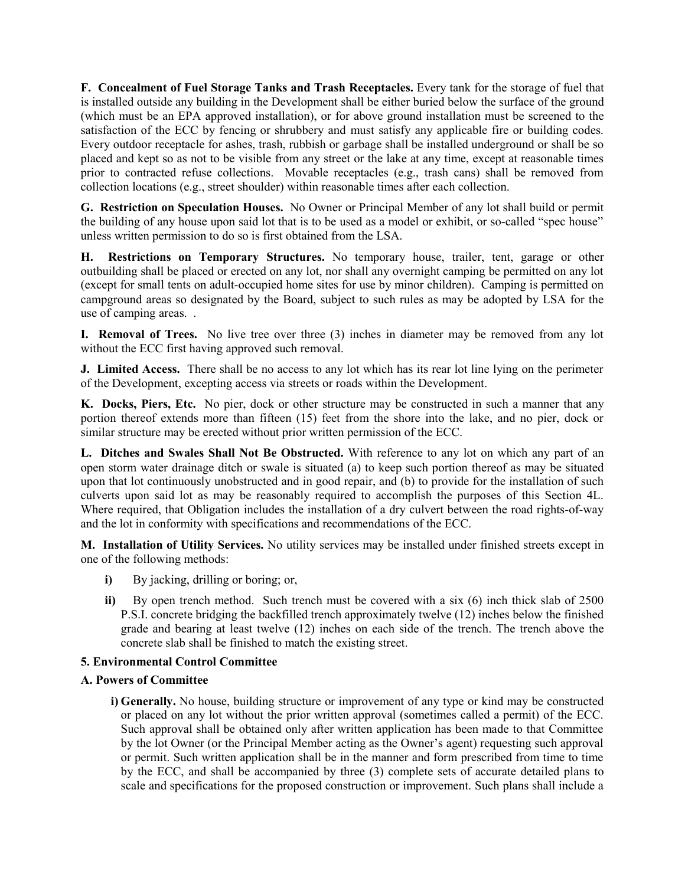**F. Concealment of Fuel Storage Tanks and Trash Receptacles.** Every tank for the storage of fuel that is installed outside any building in the Development shall be either buried below the surface of the ground (which must be an EPA approved installation), or for above ground installation must be screened to the satisfaction of the ECC by fencing or shrubbery and must satisfy any applicable fire or building codes. Every outdoor receptacle for ashes, trash, rubbish or garbage shall be installed underground or shall be so placed and kept so as not to be visible from any street or the lake at any time, except at reasonable times prior to contracted refuse collections. Movable receptacles (e.g., trash cans) shall be removed from collection locations (e.g., street shoulder) within reasonable times after each collection.

**G. Restriction on Speculation Houses.** No Owner or Principal Member of any lot shall build or permit the building of any house upon said lot that is to be used as a model or exhibit, or so-called "spec house" unless written permission to do so is first obtained from the LSA.

**H. Restrictions on Temporary Structures.** No temporary house, trailer, tent, garage or other outbuilding shall be placed or erected on any lot, nor shall any overnight camping be permitted on any lot (except for small tents on adult-occupied home sites for use by minor children). Camping is permitted on campground areas so designated by the Board, subject to such rules as may be adopted by LSA for the use of camping areas. .

**I. Removal of Trees.** No live tree over three (3) inches in diameter may be removed from any lot without the ECC first having approved such removal.

**J. Limited Access.** There shall be no access to any lot which has its rear lot line lying on the perimeter of the Development, excepting access via streets or roads within the Development.

**K. Docks, Piers, Etc.** No pier, dock or other structure may be constructed in such a manner that any portion thereof extends more than fifteen (15) feet from the shore into the lake, and no pier, dock or similar structure may be erected without prior written permission of the ECC.

**L. Ditches and Swales Shall Not Be Obstructed.** With reference to any lot on which any part of an open storm water drainage ditch or swale is situated (a) to keep such portion thereof as may be situated upon that lot continuously unobstructed and in good repair, and (b) to provide for the installation of such culverts upon said lot as may be reasonably required to accomplish the purposes of this Section 4L. Where required, that Obligation includes the installation of a dry culvert between the road rights-of-way and the lot in conformity with specifications and recommendations of the ECC.

**M. Installation of Utility Services.** No utility services may be installed under finished streets except in one of the following methods:

- **i)** By jacking, drilling or boring; or,
- **ii)** By open trench method. Such trench must be covered with a six (6) inch thick slab of 2500 P.S.I. concrete bridging the backfilled trench approximately twelve (12) inches below the finished grade and bearing at least twelve (12) inches on each side of the trench. The trench above the concrete slab shall be finished to match the existing street.

## 5. Environmental Control Committee

### A. Powers of Committee

**i) Generally.** No house, building structure or improvement of any type or kind may be constructed or placed on any lot without the prior written approval (sometimes called a permit) of the ECC. Such approval shall be obtained only after written application has been made to that Committee by the lot Owner (or the Principal Member acting as the Owner's agent) requesting such approval or permit. Such written application shall be in the manner and form prescribed from time to time by the ECC, and shall be accompanied by three (3) complete sets of accurate detailed plans to scale and specifications for the proposed construction or improvement. Such plans shall include a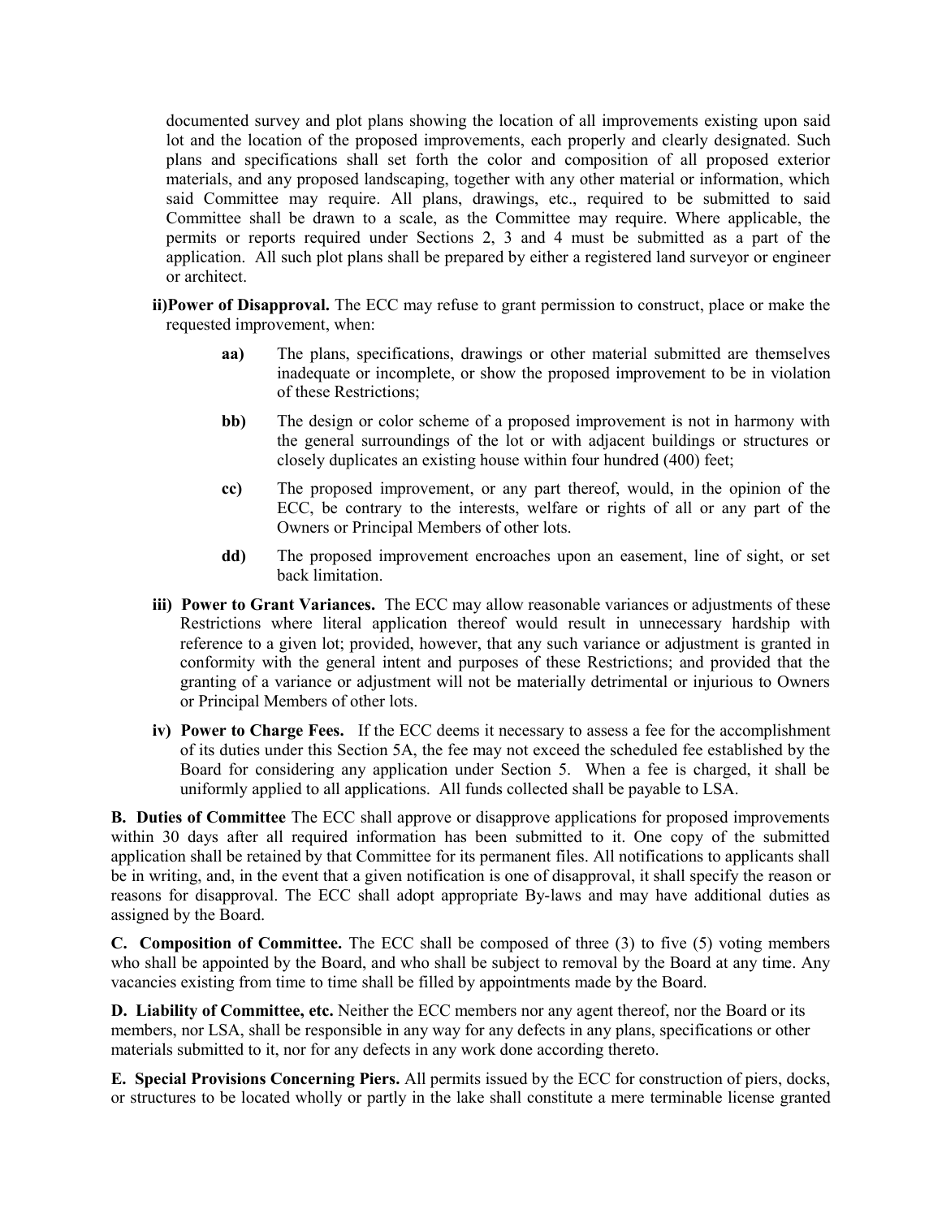documented survey and plot plans showing the location of all improvements existing upon said lot and the location of the proposed improvements, each properly and clearly designated. Such plans and specifications shall set forth the color and composition of all proposed exterior materials, and any proposed landscaping, together with any other material or information, which said Committee may require. All plans, drawings, etc., required to be submitted to said Committee shall be drawn to a scale, as the Committee may require. Where applicable, the permits or reports required under Sections 2, 3 and 4 must be submitted as a part of the application. All such plot plans shall be prepared by either a registered land surveyor or engineer or architect.

**ii) Power of Disapproval.** The ECC may refuse to grant permission to construct, place or make the requested improvement, when:

> **aa)** The plans, specifications, drawings or other material submitted are themselves inadequate or incomplete, or show the proposed improvement to be in violation of these Restrictions;
>
> **bb)** The design or color scheme of a proposed improvement is not in harmony with the general surroundings of the lot or with adjacent buildings or structures or closely duplicates an existing house within four hundred (400) feet;
>
> **cc)** The proposed improvement, or any part thereof, would, in the opinion of the ECC, be contrary to the interests, welfare or rights of all or any part of the Owners or Principal Members of other lots.
>
> **dd)** The proposed improvement encroaches upon an easement, line of sight, or set back limitation.

**iii) Power to Grant Variances.** The ECC may allow reasonable variances or adjustments of these Restrictions where literal application thereof would result in unnecessary hardship with reference to a given lot; provided, however, that any such variance or adjustment is granted in conformity with the general intent and purposes of these Restrictions; and provided that the granting of a variance or adjustment will not be materially detrimental or injurious to Owners or Principal Members of other lots.

**iv) Power to Charge Fees.** If the ECC deems it necessary to assess a fee for the accomplishment of its duties under this Section 5A, the fee may not exceed the scheduled fee established by the Board for considering any application under Section 5. When a fee is charged, it shall be uniformly applied to all applications. All funds collected shall be payable to LSA.

**B. Duties of Committee** The ECC shall approve or disapprove applications for proposed improvements within 30 days after all required information has been submitted to it. One copy of the submitted application shall be retained by that Committee for its permanent files. All notifications to applicants shall be in writing, and, in the event that a given notification is one of disapproval, it shall specify the reason or reasons for disapproval. The ECC shall adopt appropriate By-laws and may have additional duties as assigned by the Board.

**C. Composition of Committee.** The ECC shall be composed of three (3) to five (5) voting members who shall be appointed by the Board, and who shall be subject to removal by the Board at any time. Any vacancies existing from time to time shall be filled by appointments made by the Board.

**D. Liability of Committee, etc.** Neither the ECC members nor any agent thereof, nor the Board or its members, nor LSA, shall be responsible in any way for any defects in any plans, specifications or other materials submitted to it, nor for any defects in any work done according thereto.

**E. Special Provisions Concerning Piers.** All permits issued by the ECC for construction of piers, docks, or structures to be located wholly or partly in the lake shall constitute a mere terminable license granted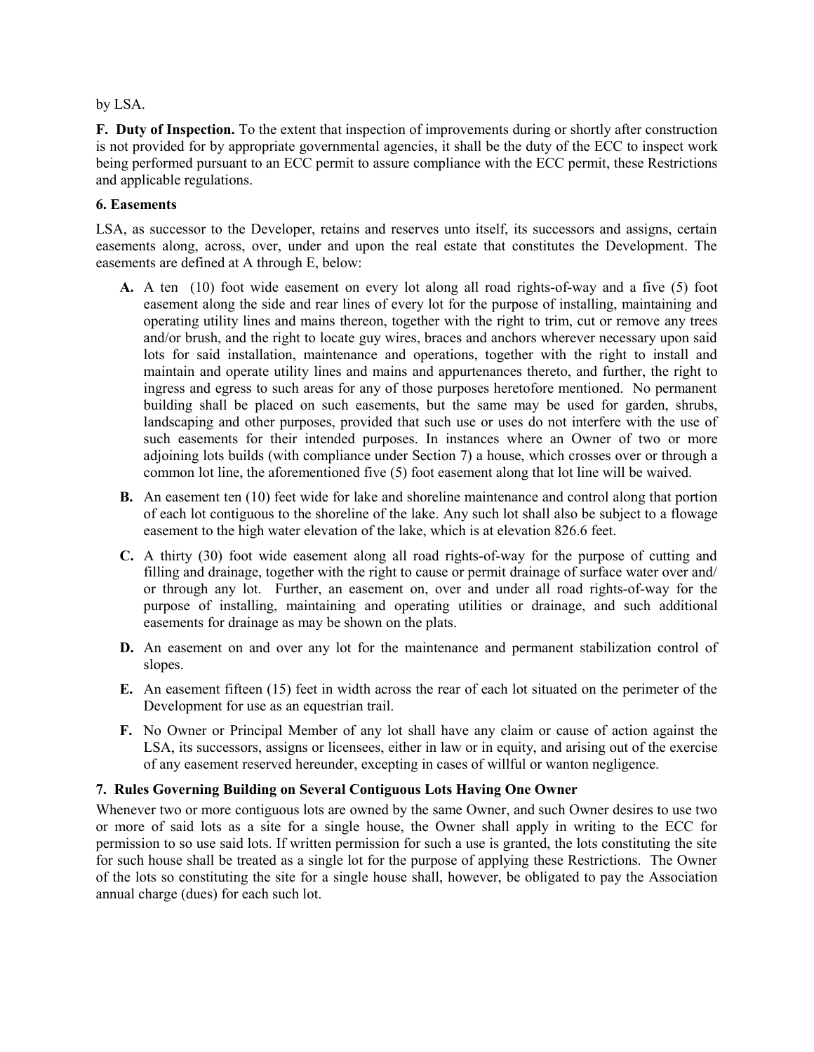by LSA.

**F. Duty of Inspection.** To the extent that inspection of improvements during or shortly after construction is not provided for by appropriate governmental agencies, it shall be the duty of the ECC to inspect work being performed pursuant to an ECC permit to assure compliance with the ECC permit, these Restrictions and applicable regulations.

**6. Easements**

LSA, as successor to the Developer, retains and reserves unto itself, its successors and assigns, certain easements along, across, over, under and upon the real estate that constitutes the Development. The easements are defined at A through E, below:

- **A.** A ten (10) foot wide easement on every lot along all road rights-of-way and a five (5) foot easement along the side and rear lines of every lot for the purpose of installing, maintaining and operating utility lines and mains thereon, together with the right to trim, cut or remove any trees and/or brush, and the right to locate guy wires, braces and anchors wherever necessary upon said lots for said installation, maintenance and operations, together with the right to install and maintain and operate utility lines and mains and appurtenances thereto, and further, the right to ingress and egress to such areas for any of those purposes heretofore mentioned. No permanent building shall be placed on such easements, but the same may be used for garden, shrubs, landscaping and other purposes, provided that such use or uses do not interfere with the use of such easements for their intended purposes. In instances where an Owner of two or more adjoining lots builds (with compliance under Section 7) a house, which crosses over or through a common lot line, the aforementioned five (5) foot easement along that lot line will be waived.
- **B.** An easement ten (10) feet wide for lake and shoreline maintenance and control along that portion of each lot contiguous to the shoreline of the lake. Any such lot shall also be subject to a flowage easement to the high water elevation of the lake, which is at elevation 826.6 feet.
- **C.** A thirty (30) foot wide easement along all road rights-of-way for the purpose of cutting and filling and drainage, together with the right to cause or permit drainage of surface water over and/ or through any lot. Further, an easement on, over and under all road rights-of-way for the purpose of installing, maintaining and operating utilities or drainage, and such additional easements for drainage as may be shown on the plats.
- **D.** An easement on and over any lot for the maintenance and permanent stabilization control of slopes.
- **E.** An easement fifteen (15) feet in width across the rear of each lot situated on the perimeter of the Development for use as an equestrian trail.
- **F.** No Owner or Principal Member of any lot shall have any claim or cause of action against the LSA, its successors, assigns or licensees, either in law or in equity, and arising out of the exercise of any easement reserved hereunder, excepting in cases of willful or wanton negligence.

**7. Rules Governing Building on Several Contiguous Lots Having One Owner**

Whenever two or more contiguous lots are owned by the same Owner, and such Owner desires to use two or more of said lots as a site for a single house, the Owner shall apply in writing to the ECC for permission to so use said lots. If written permission for such a use is granted, the lots constituting the site for such house shall be treated as a single lot for the purpose of applying these Restrictions. The Owner of the lots so constituting the site for a single house shall, however, be obligated to pay the Association annual charge (dues) for each such lot.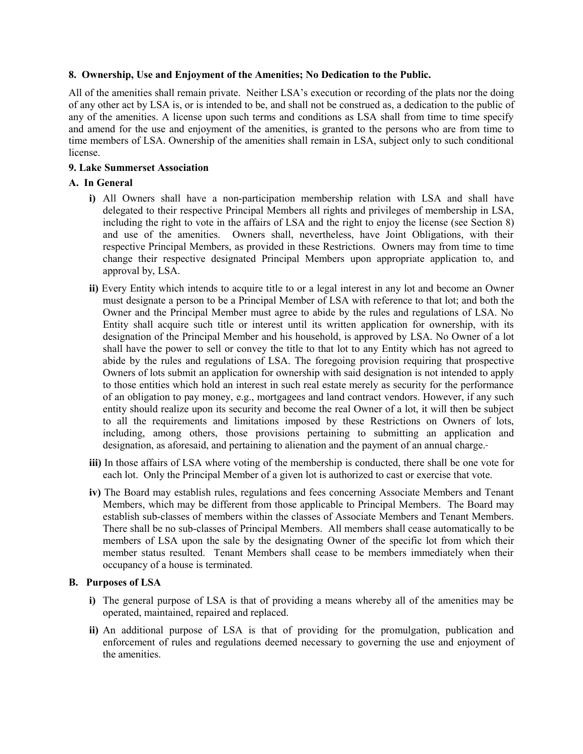**8. Ownership, Use and Enjoyment of the Amenities; No Dedication to the Public.**

All of the amenities shall remain private. Neither LSA's execution or recording of the plats nor the doing of any other act by LSA is, or is intended to be, and shall not be construed as, a dedication to the public of any of the amenities. A license upon such terms and conditions as LSA shall from time to time specify and amend for the use and enjoyment of the amenities, is granted to the persons who are from time to time members of LSA. Ownership of the amenities shall remain in LSA, subject only to such conditional license.

**9. Lake Summerset Association**

**A. In General**

- **i)** All Owners shall have a non-participation membership relation with LSA and shall have delegated to their respective Principal Members all rights and privileges of membership in LSA, including the right to vote in the affairs of LSA and the right to enjoy the license (see Section 8) and use of the amenities. Owners shall, nevertheless, have Joint Obligations, with their respective Principal Members, as provided in these Restrictions. Owners may from time to time change their respective designated Principal Members upon appropriate application to, and approval by, LSA.
- **ii)** Every Entity which intends to acquire title to or a legal interest in any lot and become an Owner must designate a person to be a Principal Member of LSA with reference to that lot; and both the Owner and the Principal Member must agree to abide by the rules and regulations of LSA. No Entity shall acquire such title or interest until its written application for ownership, with its designation of the Principal Member and his household, is approved by LSA. No Owner of a lot shall have the power to sell or convey the title to that lot to any Entity which has not agreed to abide by the rules and regulations of LSA. The foregoing provision requiring that prospective Owners of lots submit an application for ownership with said designation is not intended to apply to those entities which hold an interest in such real estate merely as security for the performance of an obligation to pay money, e.g., mortgagees and land contract vendors. However, if any such entity should realize upon its security and become the real Owner of a lot, it will then be subject to all the requirements and limitations imposed by these Restrictions on Owners of lots, including, among others, those provisions pertaining to submitting an application and designation, as aforesaid, and pertaining to alienation and the payment of an annual charge.
- **iii)** In those affairs of LSA where voting of the membership is conducted, there shall be one vote for each lot. Only the Principal Member of a given lot is authorized to cast or exercise that vote.
- **iv)** The Board may establish rules, regulations and fees concerning Associate Members and Tenant Members, which may be different from those applicable to Principal Members. The Board may establish sub-classes of members within the classes of Associate Members and Tenant Members. There shall be no sub-classes of Principal Members. All members shall cease automatically to be members of LSA upon the sale by the designating Owner of the specific lot from which their member status resulted. Tenant Members shall cease to be members immediately when their occupancy of a house is terminated.

**B. Purposes of LSA**

- **i)** The general purpose of LSA is that of providing a means whereby all of the amenities may be operated, maintained, repaired and replaced.
- **ii)** An additional purpose of LSA is that of providing for the promulgation, publication and enforcement of rules and regulations deemed necessary to governing the use and enjoyment of the amenities.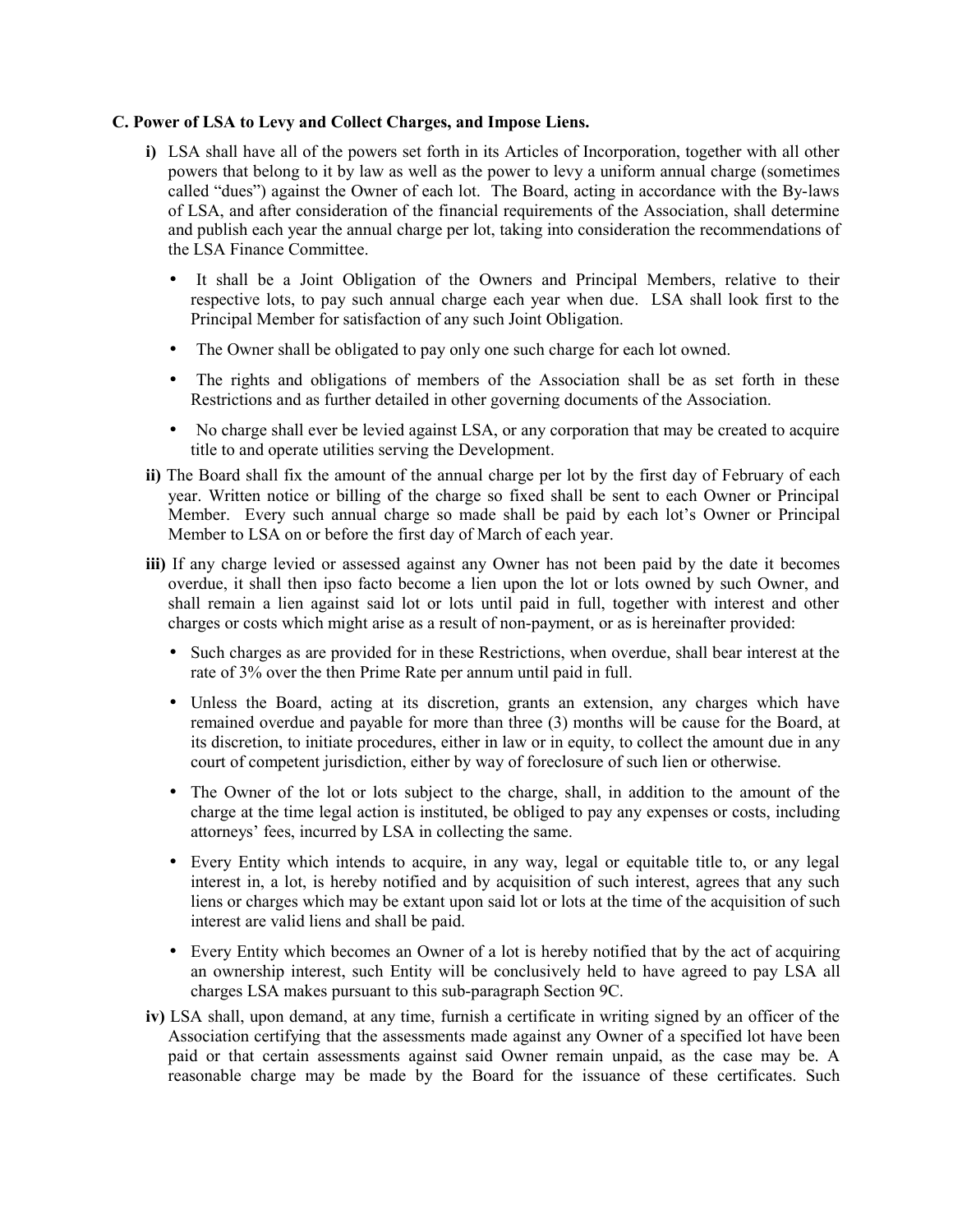**C. Power of LSA to Levy and Collect Charges, and Impose Liens.**

**i)** LSA shall have all of the powers set forth in its Articles of Incorporation, together with all other powers that belong to it by law as well as the power to levy a uniform annual charge (sometimes called "dues") against the Owner of each lot. The Board, acting in accordance with the By-laws of LSA, and after consideration of the financial requirements of the Association, shall determine and publish each year the annual charge per lot, taking into consideration the recommendations of the LSA Finance Committee.

- It shall be a Joint Obligation of the Owners and Principal Members, relative to their respective lots, to pay such annual charge each year when due. LSA shall look first to the Principal Member for satisfaction of any such Joint Obligation.
- The Owner shall be obligated to pay only one such charge for each lot owned.
- The rights and obligations of members of the Association shall be as set forth in these Restrictions and as further detailed in other governing documents of the Association.
- No charge shall ever be levied against LSA, or any corporation that may be created to acquire title to and operate utilities serving the Development.

**ii)** The Board shall fix the amount of the annual charge per lot by the first day of February of each year. Written notice or billing of the charge so fixed shall be sent to each Owner or Principal Member. Every such annual charge so made shall be paid by each lot's Owner or Principal Member to LSA on or before the first day of March of each year.

**iii)** If any charge levied or assessed against any Owner has not been paid by the date it becomes overdue, it shall then ipso facto become a lien upon the lot or lots owned by such Owner, and shall remain a lien against said lot or lots until paid in full, together with interest and other charges or costs which might arise as a result of non-payment, or as is hereinafter provided:

- Such charges as are provided for in these Restrictions, when overdue, shall bear interest at the rate of 3% over the then Prime Rate per annum until paid in full.
- Unless the Board, acting at its discretion, grants an extension, any charges which have remained overdue and payable for more than three (3) months will be cause for the Board, at its discretion, to initiate procedures, either in law or in equity, to collect the amount due in any court of competent jurisdiction, either by way of foreclosure of such lien or otherwise.
- The Owner of the lot or lots subject to the charge, shall, in addition to the amount of the charge at the time legal action is instituted, be obliged to pay any expenses or costs, including attorneys' fees, incurred by LSA in collecting the same.
- Every Entity which intends to acquire, in any way, legal or equitable title to, or any legal interest in, a lot, is hereby notified and by acquisition of such interest, agrees that any such liens or charges which may be extant upon said lot or lots at the time of the acquisition of such interest are valid liens and shall be paid.
- Every Entity which becomes an Owner of a lot is hereby notified that by the act of acquiring an ownership interest, such Entity will be conclusively held to have agreed to pay LSA all charges LSA makes pursuant to this sub-paragraph Section 9C.

**iv)** LSA shall, upon demand, at any time, furnish a certificate in writing signed by an officer of the Association certifying that the assessments made against any Owner of a specified lot have been paid or that certain assessments against said Owner remain unpaid, as the case may be. A reasonable charge may be made by the Board for the issuance of these certificates. Such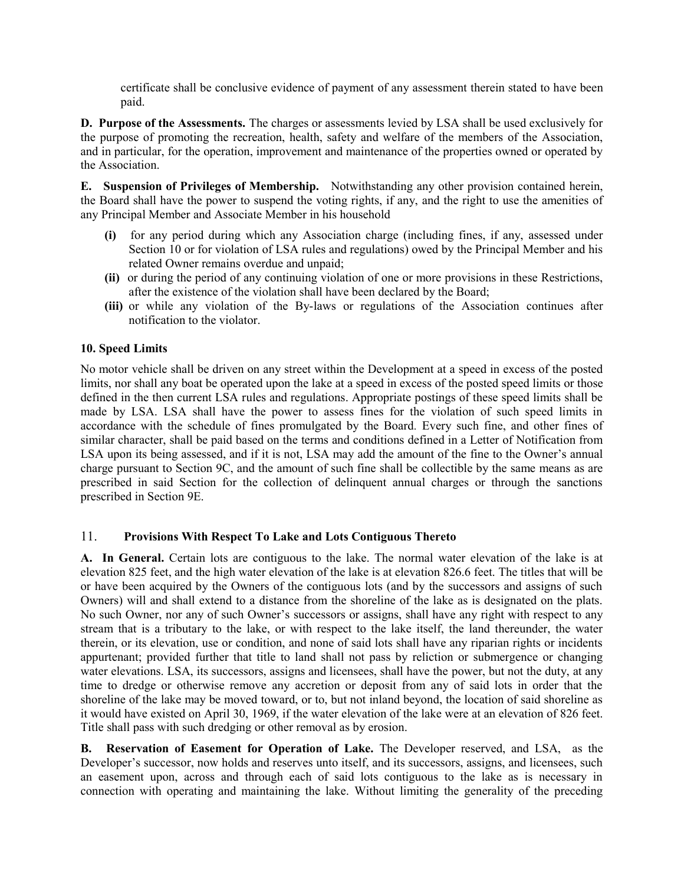certificate shall be conclusive evidence of payment of any assessment therein stated to have been paid.

**D. Purpose of the Assessments.** The charges or assessments levied by LSA shall be used exclusively for the purpose of promoting the recreation, health, safety and welfare of the members of the Association, and in particular, for the operation, improvement and maintenance of the properties owned or operated by the Association.

**E. Suspension of Privileges of Membership.** Notwithstanding any other provision contained herein, the Board shall have the power to suspend the voting rights, if any, and the right to use the amenities of any Principal Member and Associate Member in his household

- **(i)** for any period during which any Association charge (including fines, if any, assessed under Section 10 or for violation of LSA rules and regulations) owed by the Principal Member and his related Owner remains overdue and unpaid;
- **(ii)** or during the period of any continuing violation of one or more provisions in these Restrictions, after the existence of the violation shall have been declared by the Board;
- **(iii)** or while any violation of the By-laws or regulations of the Association continues after notification to the violator.

### 10. Speed Limits

No motor vehicle shall be driven on any street within the Development at a speed in excess of the posted limits, nor shall any boat be operated upon the lake at a speed in excess of the posted speed limits or those defined in the then current LSA rules and regulations. Appropriate postings of these speed limits shall be made by LSA. LSA shall have the power to assess fines for the violation of such speed limits in accordance with the schedule of fines promulgated by the Board. Every such fine, and other fines of similar character, shall be paid based on the terms and conditions defined in a Letter of Notification from LSA upon its being assessed, and if it is not, LSA may add the amount of the fine to the Owner's annual charge pursuant to Section 9C, and the amount of such fine shall be collectible by the same means as are prescribed in said Section for the collection of delinquent annual charges or through the sanctions prescribed in Section 9E.

### 11. Provisions With Respect To Lake and Lots Contiguous Thereto

**A. In General.** Certain lots are contiguous to the lake. The normal water elevation of the lake is at elevation 825 feet, and the high water elevation of the lake is at elevation 826.6 feet. The titles that will be or have been acquired by the Owners of the contiguous lots (and by the successors and assigns of such Owners) will and shall extend to a distance from the shoreline of the lake as is designated on the plats. No such Owner, nor any of such Owner's successors or assigns, shall have any right with respect to any stream that is a tributary to the lake, or with respect to the lake itself, the land thereunder, the water therein, or its elevation, use or condition, and none of said lots shall have any riparian rights or incidents appurtenant; provided further that title to land shall not pass by reliction or submergence or changing water elevations. LSA, its successors, assigns and licensees, shall have the power, but not the duty, at any time to dredge or otherwise remove any accretion or deposit from any of said lots in order that the shoreline of the lake may be moved toward, or to, but not inland beyond, the location of said shoreline as it would have existed on April 30, 1969, if the water elevation of the lake were at an elevation of 826 feet. Title shall pass with such dredging or other removal as by erosion.

**B. Reservation of Easement for Operation of Lake.** The Developer reserved, and LSA, as the Developer's successor, now holds and reserves unto itself, and its successors, assigns, and licensees, such an easement upon, across and through each of said lots contiguous to the lake as is necessary in connection with operating and maintaining the lake. Without limiting the generality of the preceding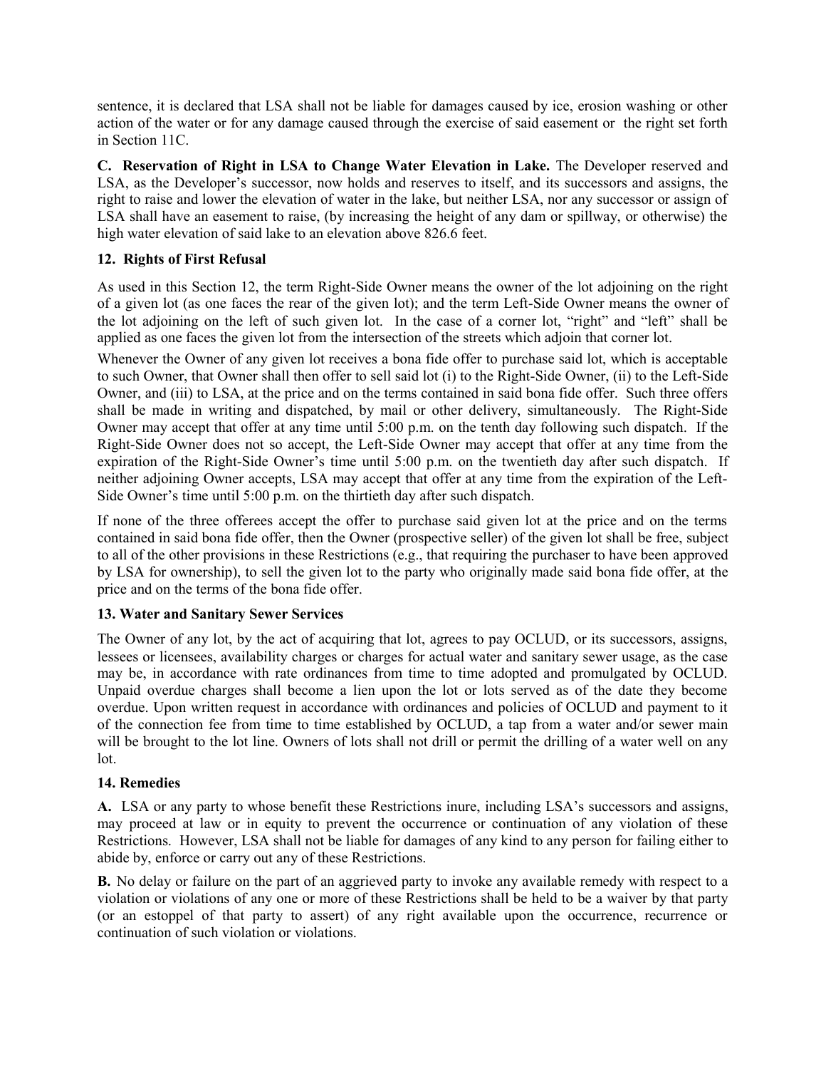sentence, it is declared that LSA shall not be liable for damages caused by ice, erosion washing or other action of the water or for any damage caused through the exercise of said easement or the right set forth in Section 11C.

**C. Reservation of Right in LSA to Change Water Elevation in Lake.** The Developer reserved and LSA, as the Developer's successor, now holds and reserves to itself, and its successors and assigns, the right to raise and lower the elevation of water in the lake, but neither LSA, nor any successor or assign of LSA shall have an easement to raise, (by increasing the height of any dam or spillway, or otherwise) the high water elevation of said lake to an elevation above 826.6 feet.

### 12. Rights of First Refusal

As used in this Section 12, the term Right-Side Owner means the owner of the lot adjoining on the right of a given lot (as one faces the rear of the given lot); and the term Left-Side Owner means the owner of the lot adjoining on the left of such given lot. In the case of a corner lot, "right" and "left" shall be applied as one faces the given lot from the intersection of the streets which adjoin that corner lot.

Whenever the Owner of any given lot receives a bona fide offer to purchase said lot, which is acceptable to such Owner, that Owner shall then offer to sell said lot (i) to the Right-Side Owner, (ii) to the Left-Side Owner, and (iii) to LSA, at the price and on the terms contained in said bona fide offer. Such three offers shall be made in writing and dispatched, by mail or other delivery, simultaneously. The Right-Side Owner may accept that offer at any time until 5:00 p.m. on the tenth day following such dispatch. If the Right-Side Owner does not so accept, the Left-Side Owner may accept that offer at any time from the expiration of the Right-Side Owner's time until 5:00 p.m. on the twentieth day after such dispatch. If neither adjoining Owner accepts, LSA may accept that offer at any time from the expiration of the Left-Side Owner's time until 5:00 p.m. on the thirtieth day after such dispatch.

If none of the three offerees accept the offer to purchase said given lot at the price and on the terms contained in said bona fide offer, then the Owner (prospective seller) of the given lot shall be free, subject to all of the other provisions in these Restrictions (e.g., that requiring the purchaser to have been approved by LSA for ownership), to sell the given lot to the party who originally made said bona fide offer, at the price and on the terms of the bona fide offer.

### 13. Water and Sanitary Sewer Services

The Owner of any lot, by the act of acquiring that lot, agrees to pay OCLUD, or its successors, assigns, lessees or licensees, availability charges or charges for actual water and sanitary sewer usage, as the case may be, in accordance with rate ordinances from time to time adopted and promulgated by OCLUD. Unpaid overdue charges shall become a lien upon the lot or lots served as of the date they become overdue. Upon written request in accordance with ordinances and policies of OCLUD and payment to it of the connection fee from time to time established by OCLUD, a tap from a water and/or sewer main will be brought to the lot line. Owners of lots shall not drill or permit the drilling of a water well on any lot.

### 14. Remedies

**A.** LSA or any party to whose benefit these Restrictions inure, including LSA's successors and assigns, may proceed at law or in equity to prevent the occurrence or continuation of any violation of these Restrictions. However, LSA shall not be liable for damages of any kind to any person for failing either to abide by, enforce or carry out any of these Restrictions.

**B.** No delay or failure on the part of an aggrieved party to invoke any available remedy with respect to a violation or violations of any one or more of these Restrictions shall be held to be a waiver by that party (or an estoppel of that party to assert) of any right available upon the occurrence, recurrence or continuation of such violation or violations.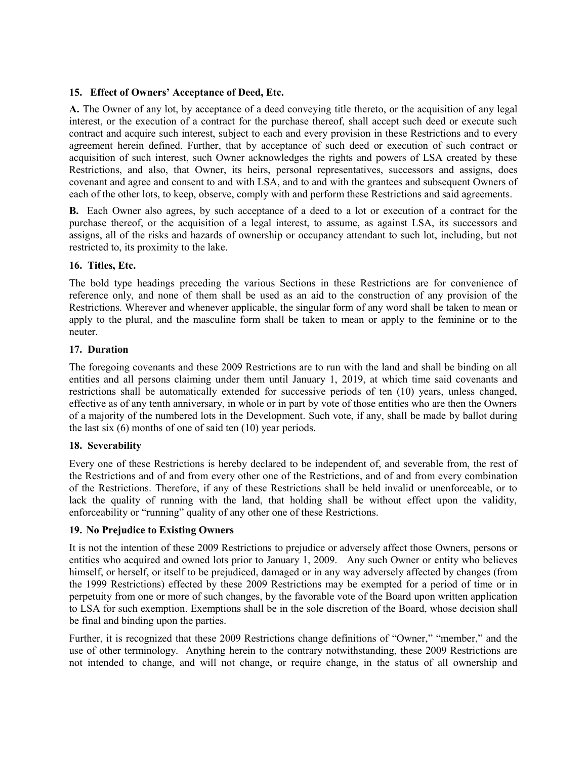### 15. Effect of Owners' Acceptance of Deed, Etc.

**A.** The Owner of any lot, by acceptance of a deed conveying title thereto, or the acquisition of any legal interest, or the execution of a contract for the purchase thereof, shall accept such deed or execute such contract and acquire such interest, subject to each and every provision in these Restrictions and to every agreement herein defined. Further, that by acceptance of such deed or execution of such contract or acquisition of such interest, such Owner acknowledges the rights and powers of LSA created by these Restrictions, and also, that Owner, its heirs, personal representatives, successors and assigns, does covenant and agree and consent to and with LSA, and to and with the grantees and subsequent Owners of each of the other lots, to keep, observe, comply with and perform these Restrictions and said agreements.

**B.** Each Owner also agrees, by such acceptance of a deed to a lot or execution of a contract for the purchase thereof, or the acquisition of a legal interest, to assume, as against LSA, its successors and assigns, all of the risks and hazards of ownership or occupancy attendant to such lot, including, but not restricted to, its proximity to the lake.

### 16. Titles, Etc.

The bold type headings preceding the various Sections in these Restrictions are for convenience of reference only, and none of them shall be used as an aid to the construction of any provision of the Restrictions. Wherever and whenever applicable, the singular form of any word shall be taken to mean or apply to the plural, and the masculine form shall be taken to mean or apply to the feminine or to the neuter.

### 17. Duration

The foregoing covenants and these 2009 Restrictions are to run with the land and shall be binding on all entities and all persons claiming under them until January 1, 2019, at which time said covenants and restrictions shall be automatically extended for successive periods of ten (10) years, unless changed, effective as of any tenth anniversary, in whole or in part by vote of those entities who are then the Owners of a majority of the numbered lots in the Development. Such vote, if any, shall be made by ballot during the last six (6) months of one of said ten (10) year periods.

### 18. Severability

Every one of these Restrictions is hereby declared to be independent of, and severable from, the rest of the Restrictions and of and from every other one of the Restrictions, and of and from every combination of the Restrictions. Therefore, if any of these Restrictions shall be held invalid or unenforceable, or to lack the quality of running with the land, that holding shall be without effect upon the validity, enforceability or "running" quality of any other one of these Restrictions.

### 19. No Prejudice to Existing Owners

It is not the intention of these 2009 Restrictions to prejudice or adversely affect those Owners, persons or entities who acquired and owned lots prior to January 1, 2009. Any such Owner or entity who believes himself, or herself, or itself to be prejudiced, damaged or in any way adversely affected by changes (from the 1999 Restrictions) effected by these 2009 Restrictions may be exempted for a period of time or in perpetuity from one or more of such changes, by the favorable vote of the Board upon written application to LSA for such exemption. Exemptions shall be in the sole discretion of the Board, whose decision shall be final and binding upon the parties.

Further, it is recognized that these 2009 Restrictions change definitions of "Owner," "member," and the use of other terminology. Anything herein to the contrary notwithstanding, these 2009 Restrictions are not intended to change, and will not change, or require change, in the status of all ownership and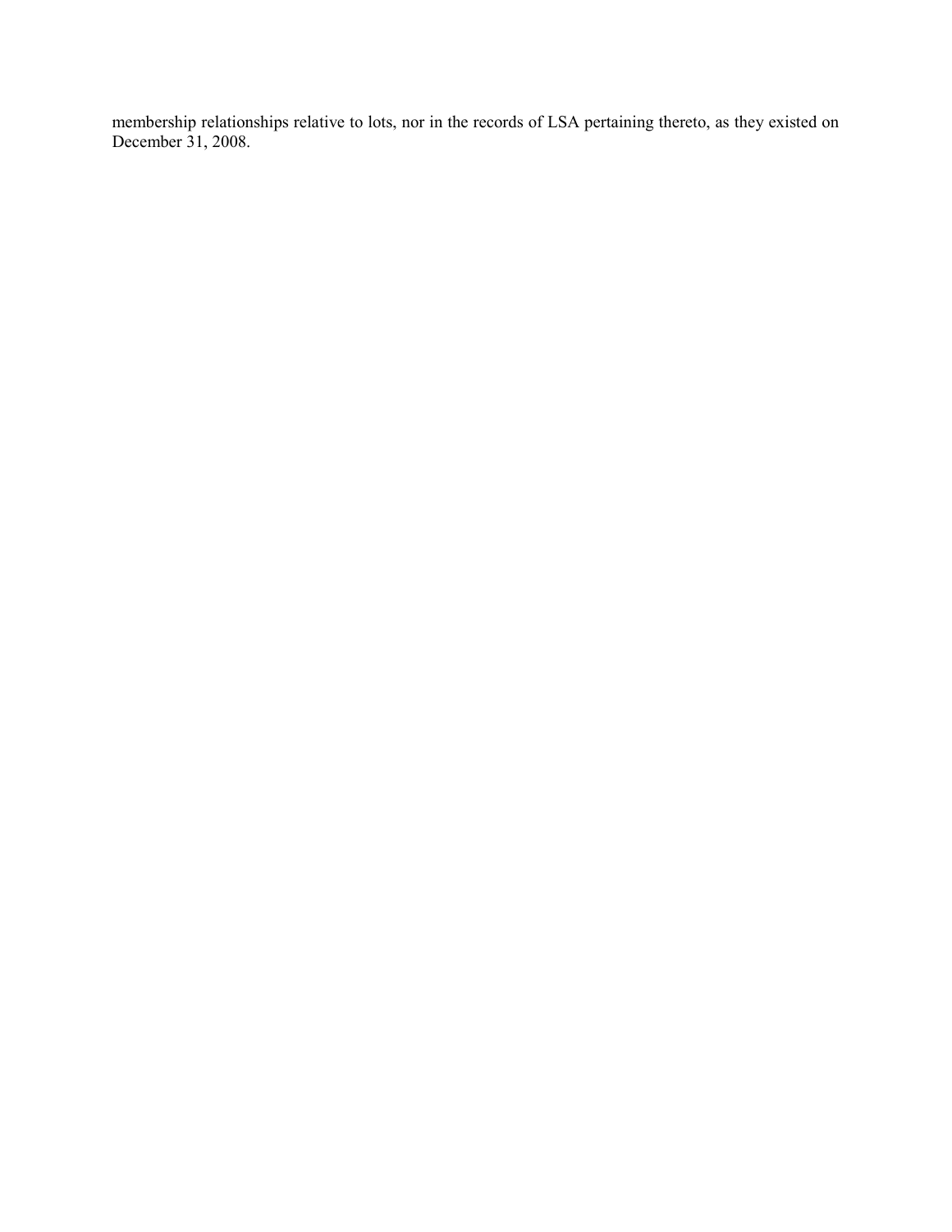membership relationships relative to lots, nor in the records of LSA pertaining thereto, as they existed on December 31, 2008.